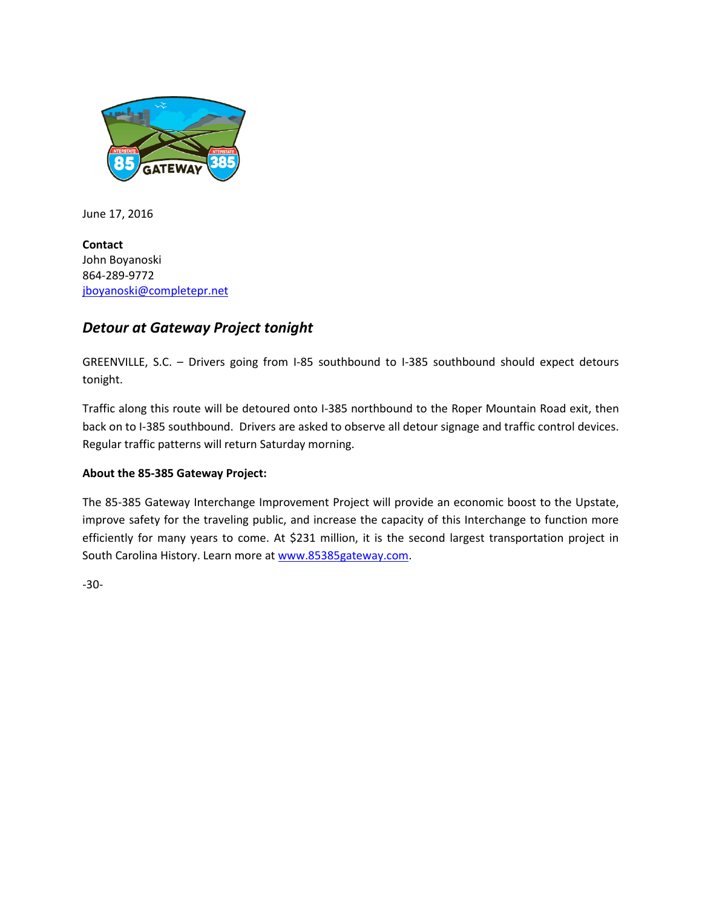June 17, 2016

**Contact**
John Boyanoski
864-289-9772
jboyanoski@completepr.net

## ***Detour at Gateway Project tonight***

GREENVILLE, S.C. – Drivers going from I-85 southbound to I-385 southbound should expect detours tonight.

Traffic along this route will be detoured onto I-385 northbound to the Roper Mountain Road exit, then back on to I-385 southbound. Drivers are asked to observe all detour signage and traffic control devices. Regular traffic patterns will return Saturday morning.

**About the 85-385 Gateway Project:**

The 85-385 Gateway Interchange Improvement Project will provide an economic boost to the Upstate, improve safety for the traveling public, and increase the capacity of this Interchange to function more efficiently for many years to come. At $231 million, it is the second largest transportation project in South Carolina History. Learn more at www.85385gateway.com.

-30-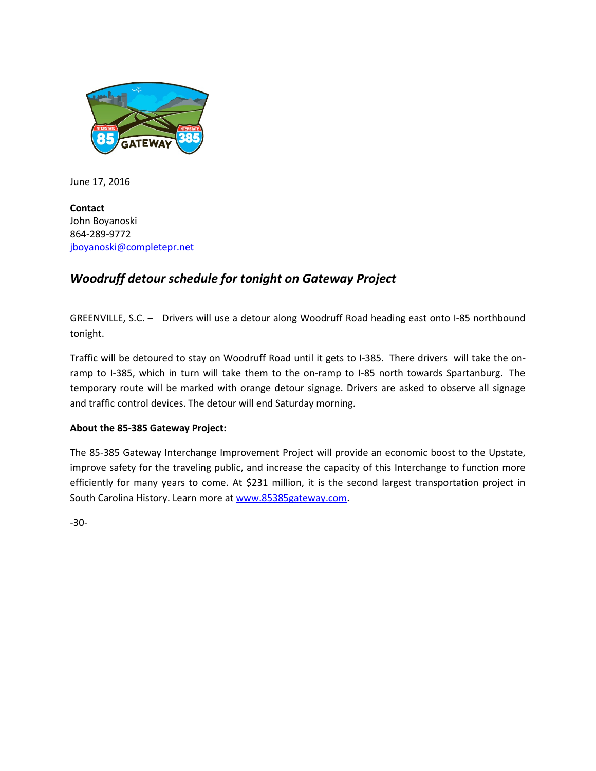June 17, 2016

**Contact**
John Boyanoski
864-289-9772
jboyanoski@completepr.net

## *Woodruff detour schedule for tonight on Gateway Project*

GREENVILLE, S.C. – Drivers will use a detour along Woodruff Road heading east onto I-85 northbound tonight.

Traffic will be detoured to stay on Woodruff Road until it gets to I-385. There drivers will take the on-ramp to I-385, which in turn will take them to the on-ramp to I-85 north towards Spartanburg. The temporary route will be marked with orange detour signage. Drivers are asked to observe all signage and traffic control devices. The detour will end Saturday morning.

**About the 85-385 Gateway Project:**

The 85-385 Gateway Interchange Improvement Project will provide an economic boost to the Upstate, improve safety for the traveling public, and increase the capacity of this Interchange to function more efficiently for many years to come. At $231 million, it is the second largest transportation project in South Carolina History. Learn more at www.85385gateway.com.

-30-